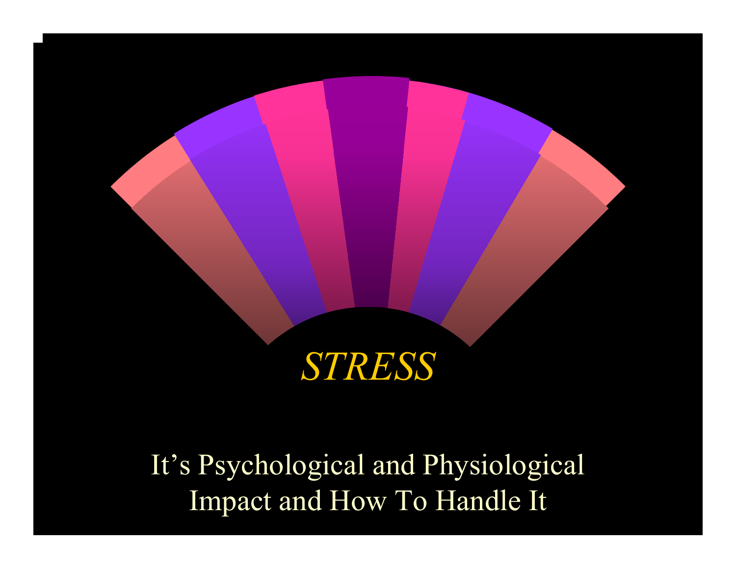# *STRESS*

It's Psychological and Physiological Impact and How To Handle It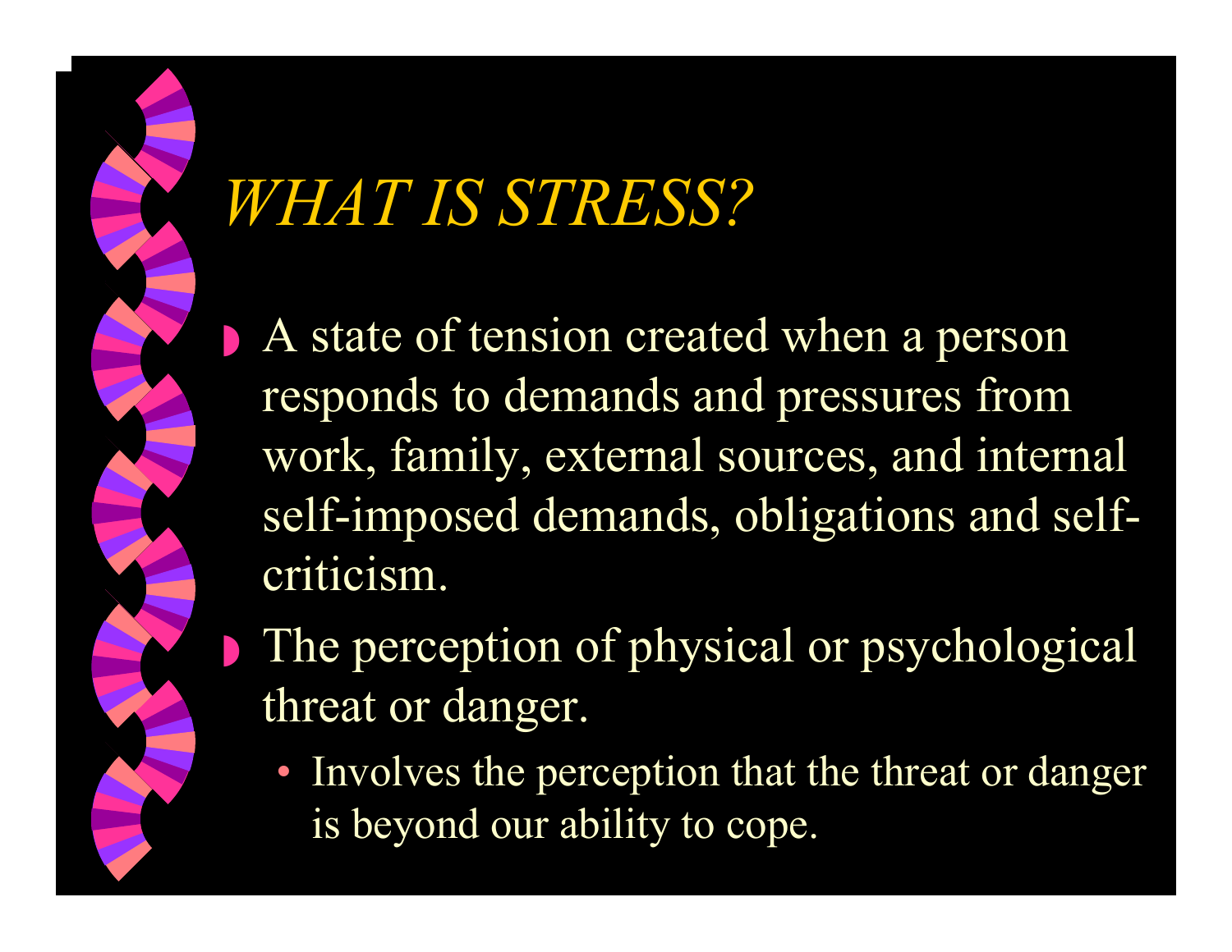# *WHAT IS STRESS?*

- A state of tension created when a person responds to demands and pressures from work, family, external sources, and internal self-imposed demands, obligations and self-criticism.
- The perception of physical or psychological threat or danger.
  - Involves the perception that the threat or danger is beyond our ability to cope.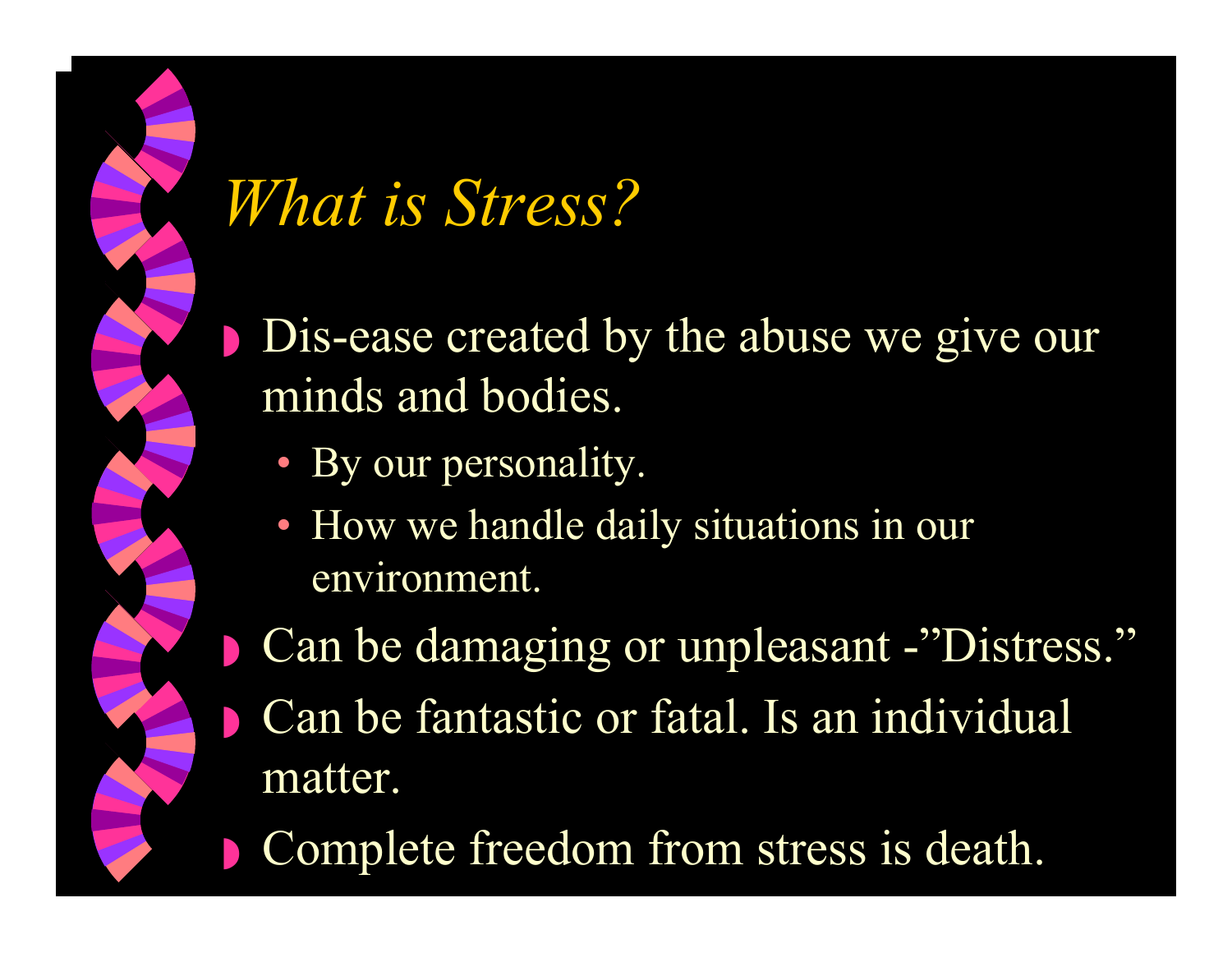# *What is Stress?*

- Dis-ease created by the abuse we give our minds and bodies.
  - By our personality.
  - How we handle daily situations in our environment.
- Can be damaging or unpleasant -”Distress.”
- Can be fantastic or fatal. Is an individual matter.
- Complete freedom from stress is death.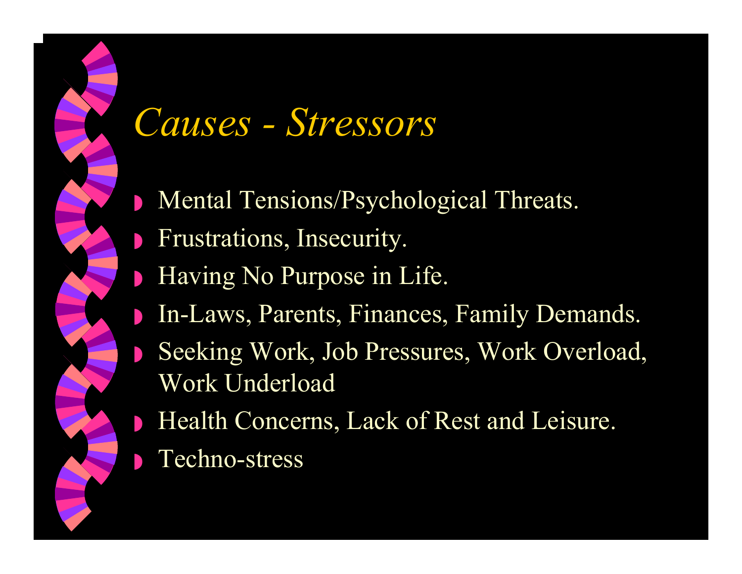# *Causes - Stressors*

- Mental Tensions/Psychological Threats.
- Frustrations, Insecurity.
- Having No Purpose in Life.
- In-Laws, Parents, Finances, Family Demands.
- Seeking Work, Job Pressures, Work Overload, Work Underload
- Health Concerns, Lack of Rest and Leisure.
- Techno-stress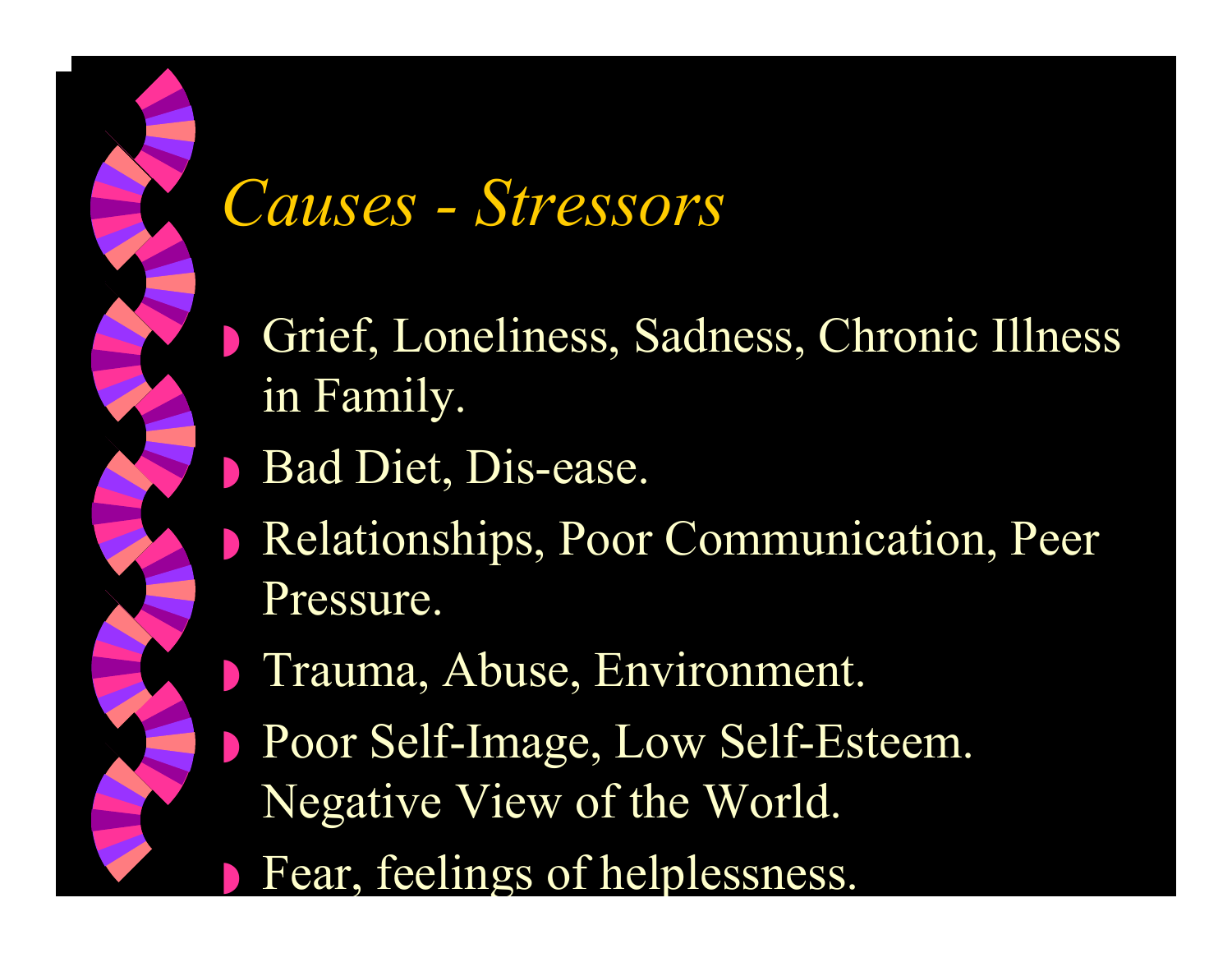# *Causes - Stressors*

- Grief, Loneliness, Sadness, Chronic Illness in Family.
- Bad Diet, Dis-ease.
- Relationships, Poor Communication, Peer Pressure.
- Trauma, Abuse, Environment.
- Poor Self-Image, Low Self-Esteem. Negative View of the World.
- Fear, feelings of helplessness.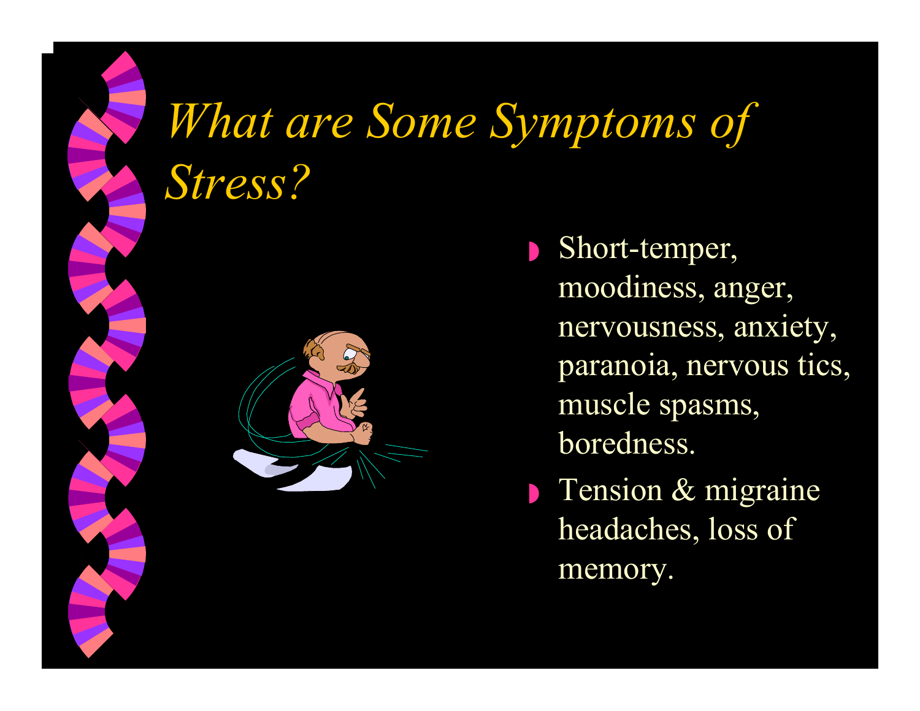# *What are Some Symptoms of Stress?*

- Short-temper, moodiness, anger, nervousness, anxiety, paranoia, nervous tics, muscle spasms, boredness.
- Tension & migraine headaches, loss of memory.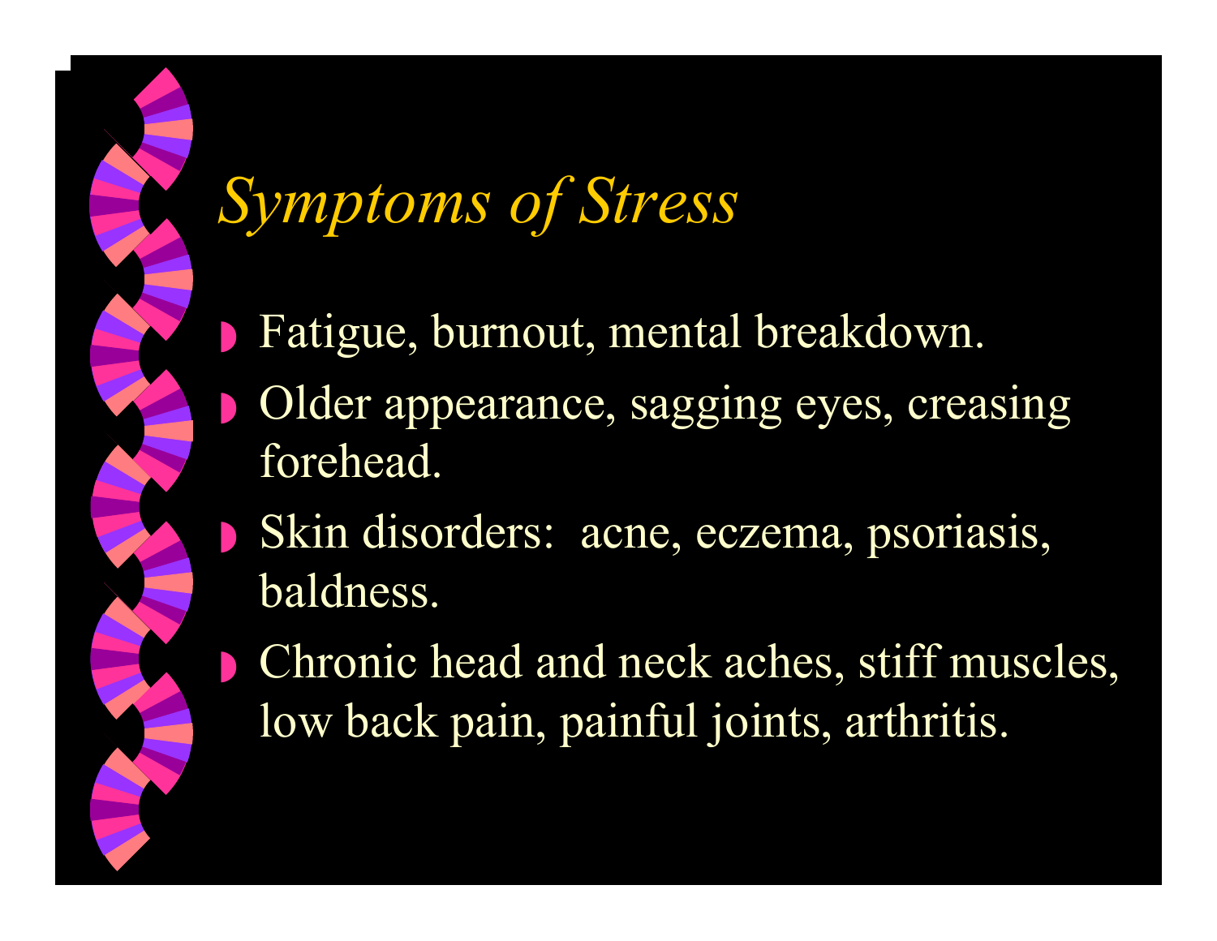# *Symptoms of Stress*

- Fatigue, burnout, mental breakdown.
- Older appearance, sagging eyes, creasing forehead.
- Skin disorders:  acne, eczema, psoriasis, baldness.
- Chronic head and neck aches, stiff muscles, low back pain, painful joints, arthritis.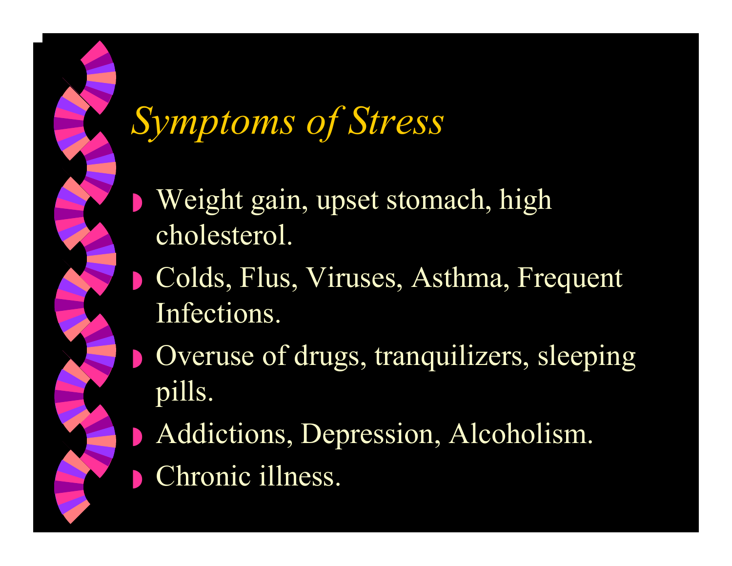# *Symptoms of Stress*

- Weight gain, upset stomach, high cholesterol.
- Colds, Flus, Viruses, Asthma, Frequent Infections.
- Overuse of drugs, tranquilizers, sleeping pills.
- Addictions, Depression, Alcoholism.
- Chronic illness.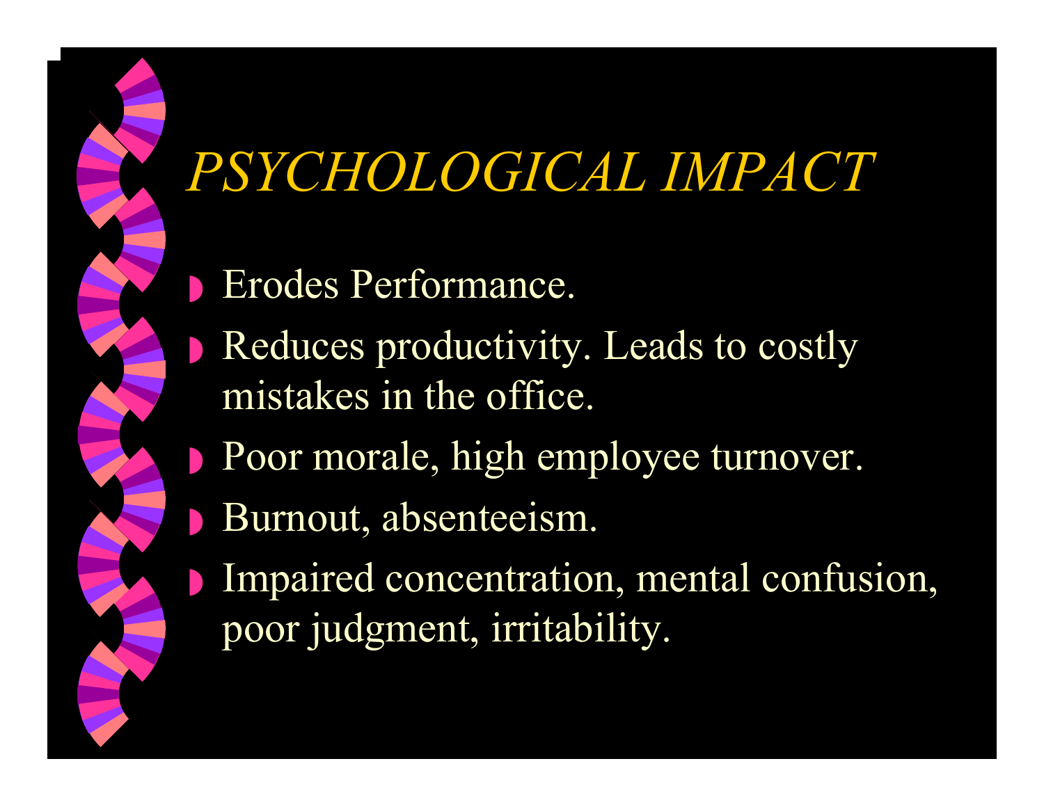# *PSYCHOLOGICAL IMPACT*

- Erodes Performance.
- Reduces productivity. Leads to costly mistakes in the office.
- Poor morale, high employee turnover.
- Burnout, absenteeism.
- Impaired concentration, mental confusion, poor judgment, irritability.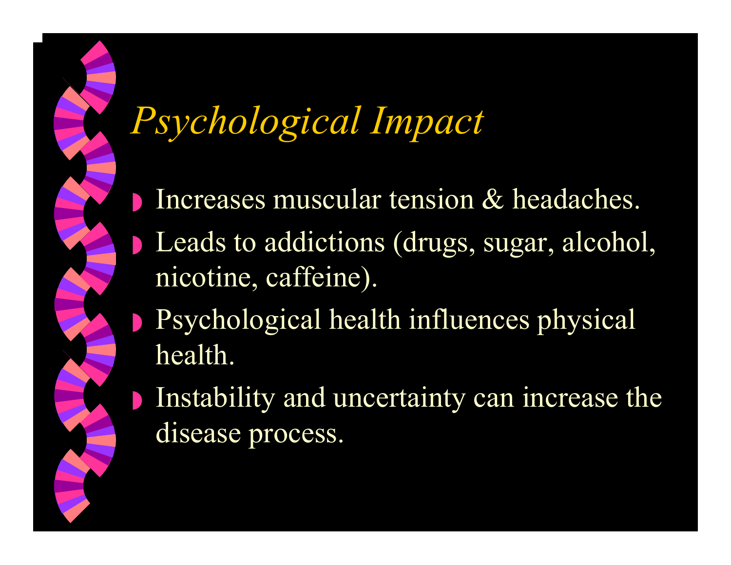# *Psychological Impact*

- Increases muscular tension & headaches.
- Leads to addictions (drugs, sugar, alcohol, nicotine, caffeine).
- Psychological health influences physical health.
- Instability and uncertainty can increase the disease process.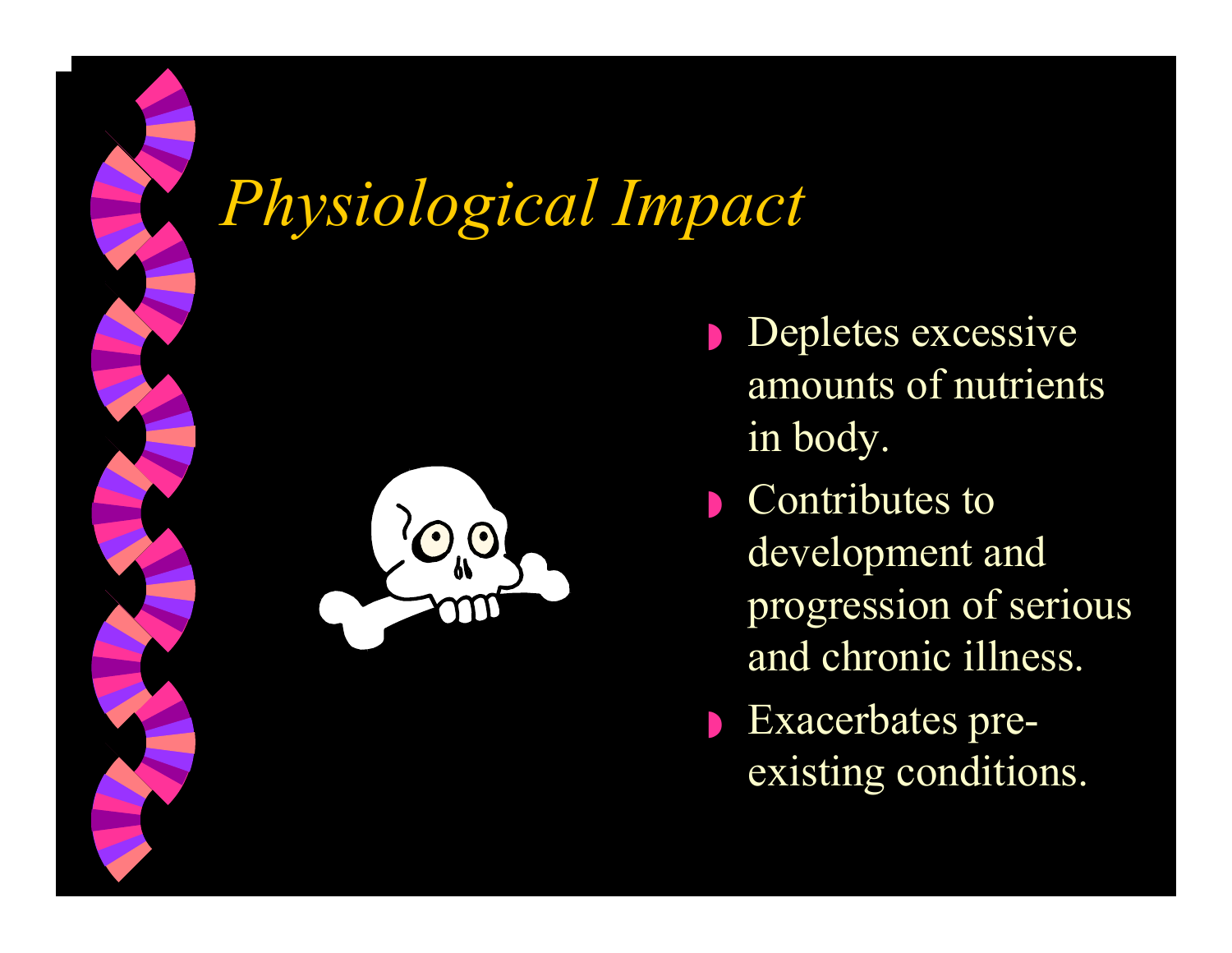# *Physiological Impact*

- Depletes excessive amounts of nutrients in body.
- Contributes to development and progression of serious and chronic illness.
- Exacerbates pre-existing conditions.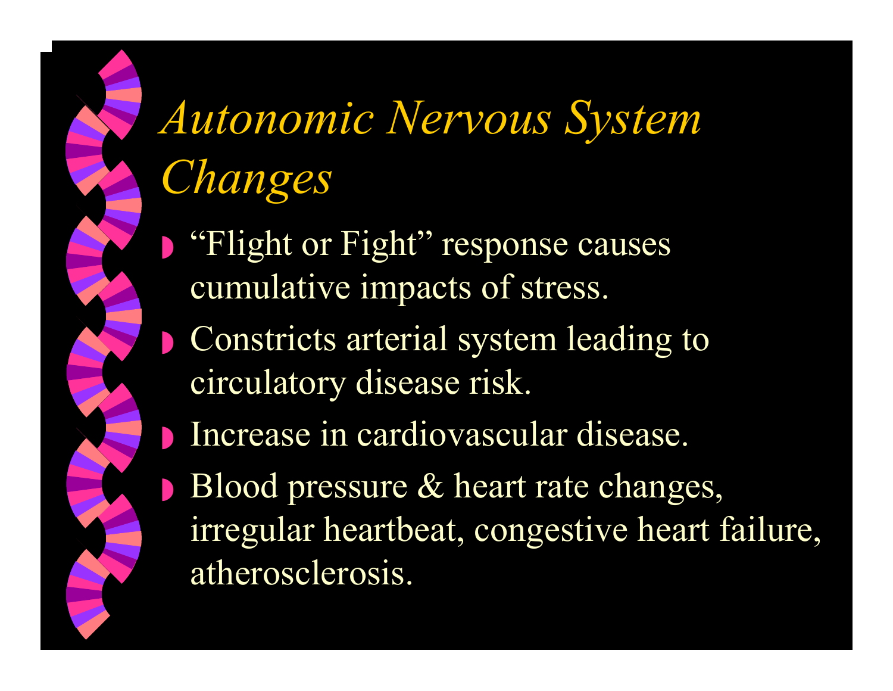# *Autonomic Nervous System Changes*

- "Flight or Fight" response causes cumulative impacts of stress.
- Constricts arterial system leading to circulatory disease risk.
- Increase in cardiovascular disease.
- Blood pressure & heart rate changes, irregular heartbeat, congestive heart failure, atherosclerosis.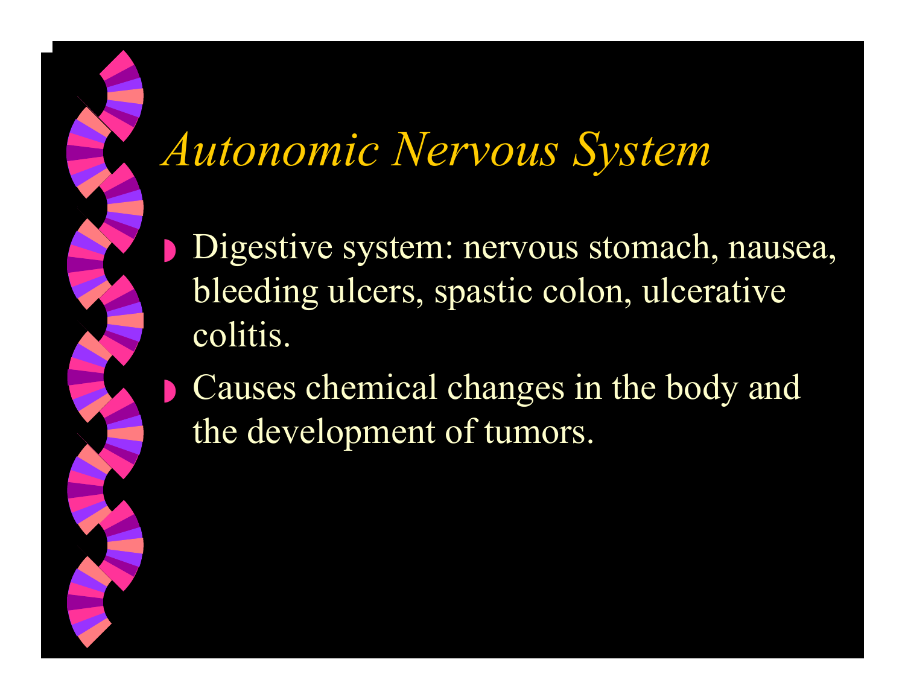# *Autonomic Nervous System*

- Digestive system: nervous stomach, nausea, bleeding ulcers, spastic colon, ulcerative colitis.
- Causes chemical changes in the body and the development of tumors.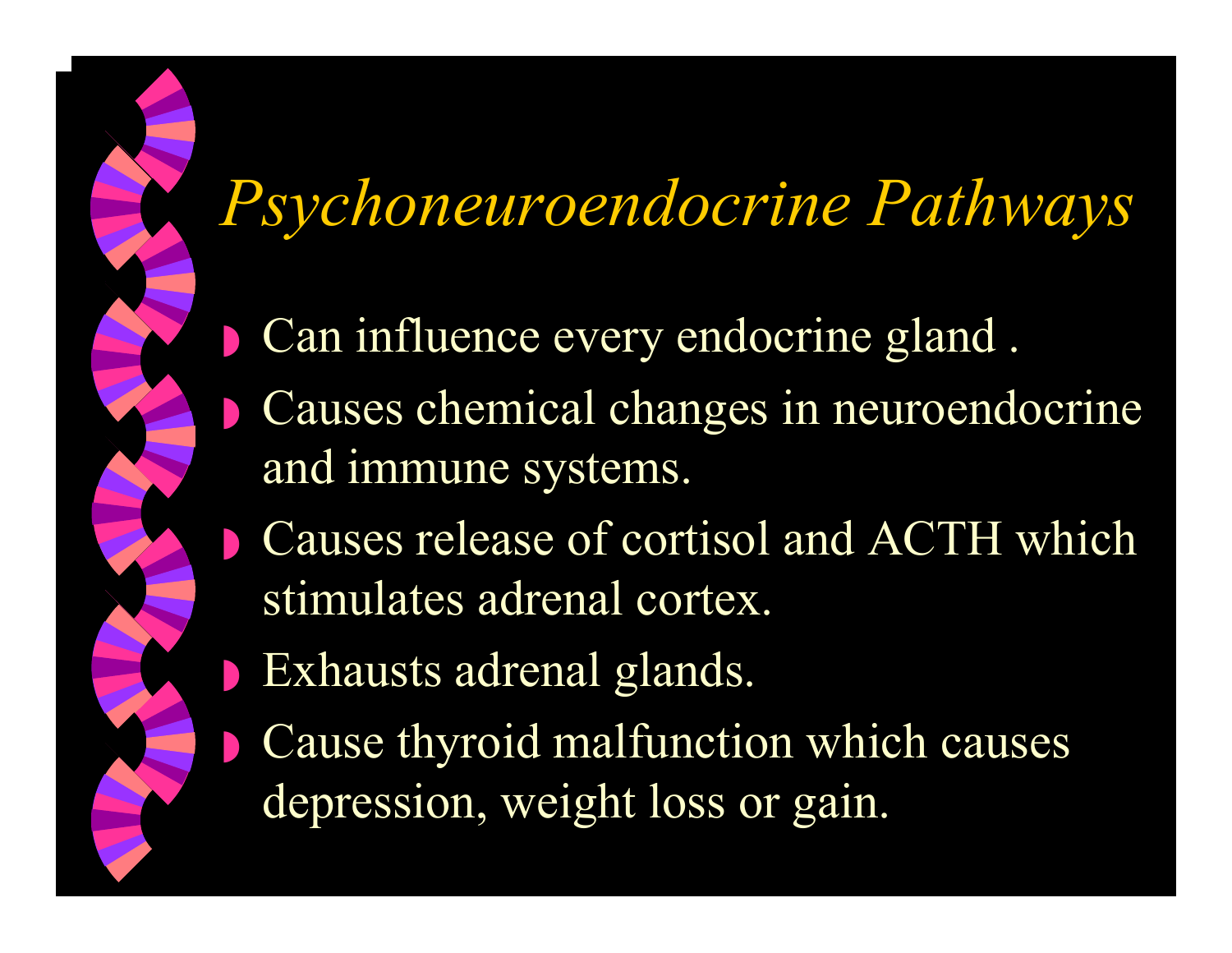# *Psychoneuroendocrine Pathways*

- Can influence every endocrine gland .
- Causes chemical changes in neuroendocrine and immune systems.
- Causes release of cortisol and ACTH which stimulates adrenal cortex.
- Exhausts adrenal glands.
- Cause thyroid malfunction which causes depression, weight loss or gain.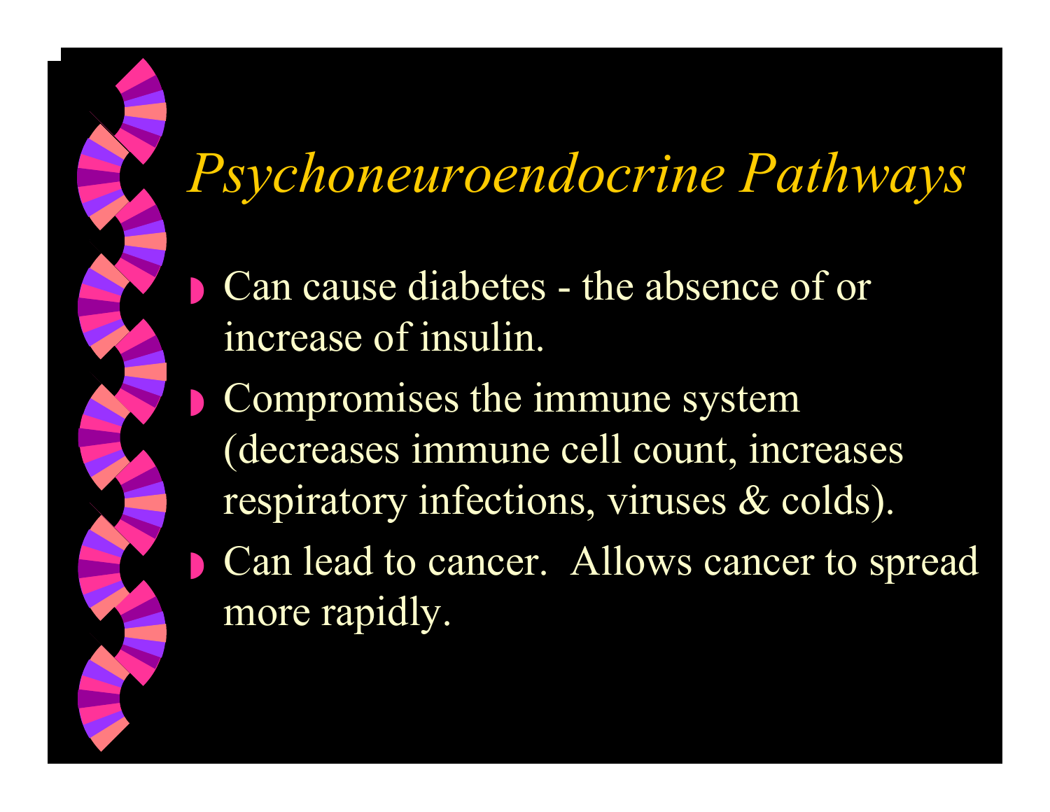# *Psychoneuroendocrine Pathways*

- Can cause diabetes - the absence of or increase of insulin.
- Compromises the immune system (decreases immune cell count, increases respiratory infections, viruses & colds).
- Can lead to cancer.  Allows cancer to spread more rapidly.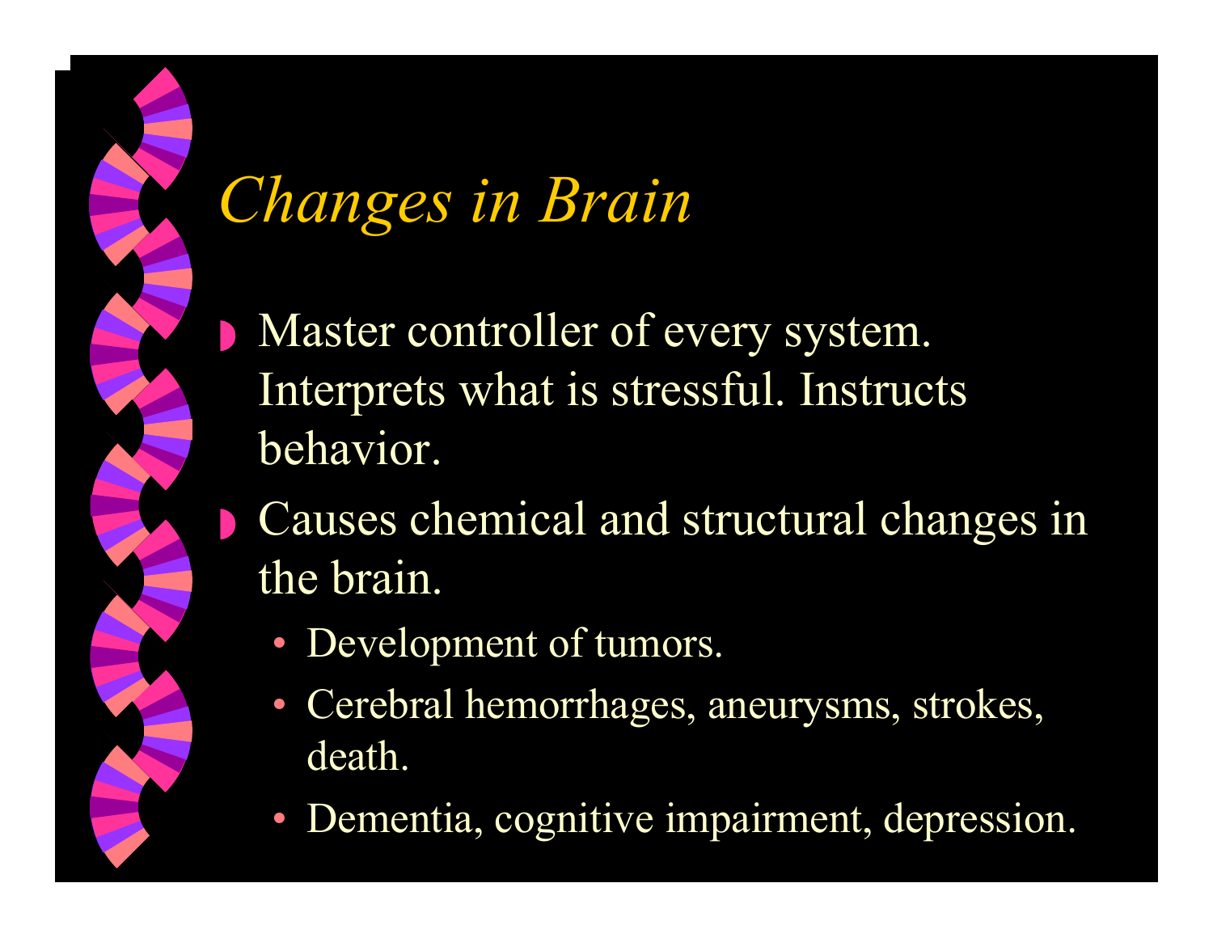# *Changes in Brain*

- Master controller of every system. Interprets what is stressful. Instructs behavior.
- Causes chemical and structural changes in the brain.
  - Development of tumors.
  - Cerebral hemorrhages, aneurysms, strokes, death.
  - Dementia, cognitive impairment, depression.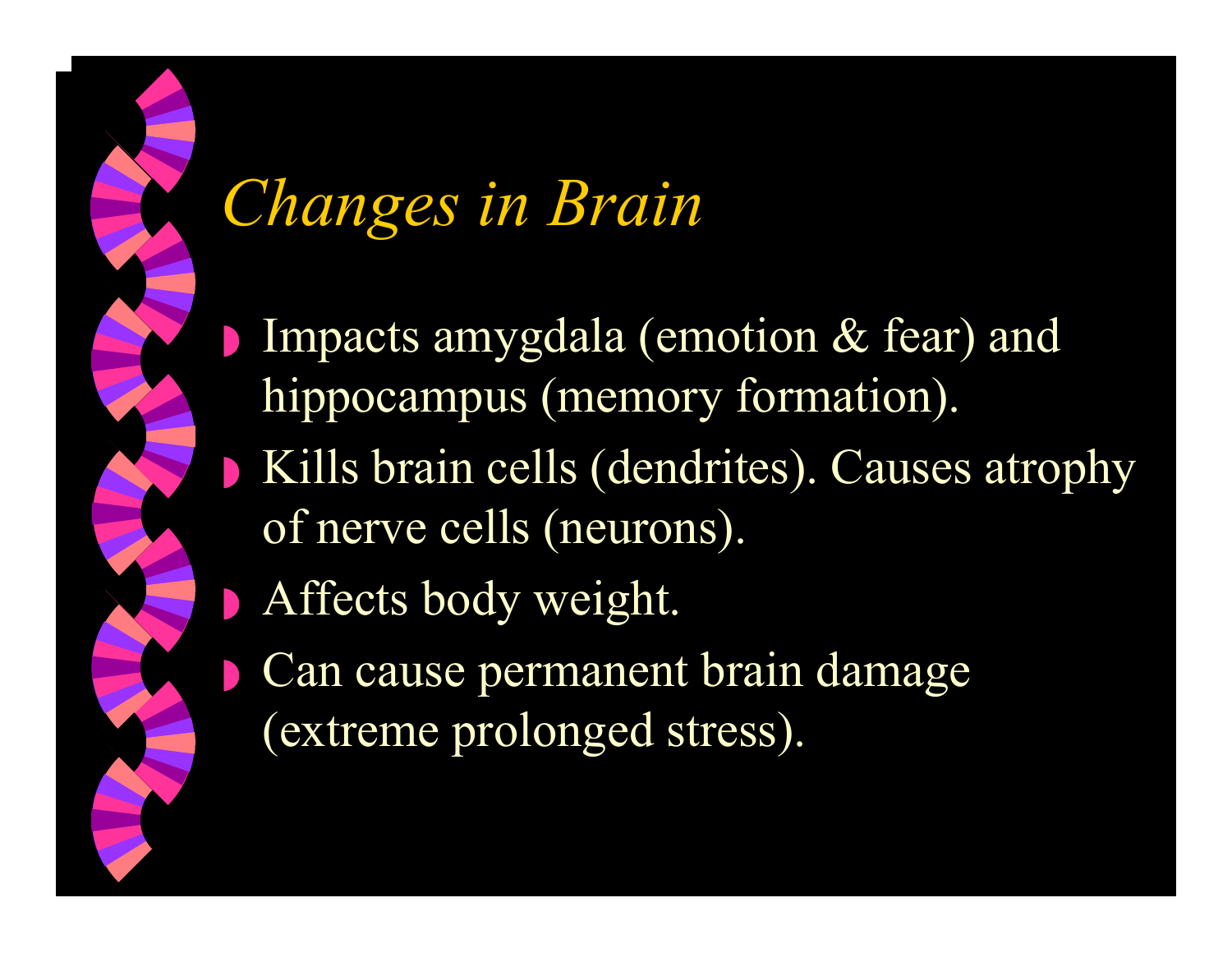# *Changes in Brain*

- Impacts amygdala (emotion & fear) and hippocampus (memory formation).
- Kills brain cells (dendrites). Causes atrophy of nerve cells (neurons).
- Affects body weight.
- Can cause permanent brain damage (extreme prolonged stress).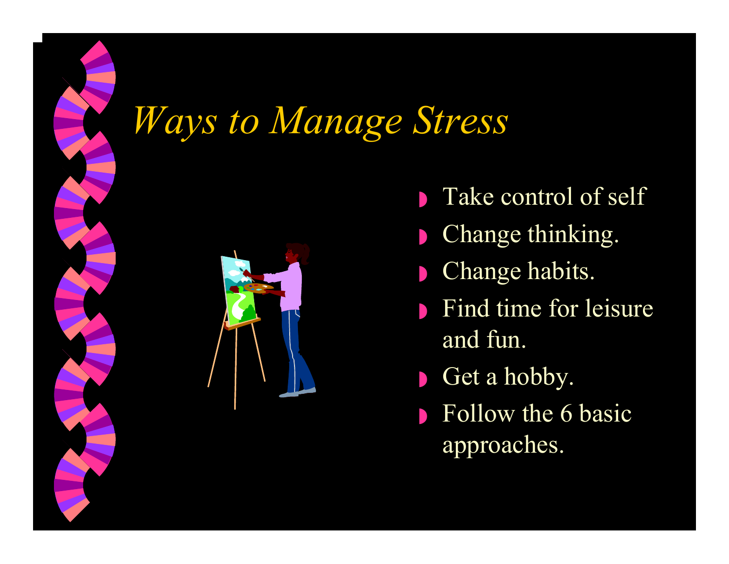# *Ways to Manage Stress*

- Take control of self
- Change thinking.
- Change habits.
- Find time for leisure and fun.
- Get a hobby.
- Follow the 6 basic approaches.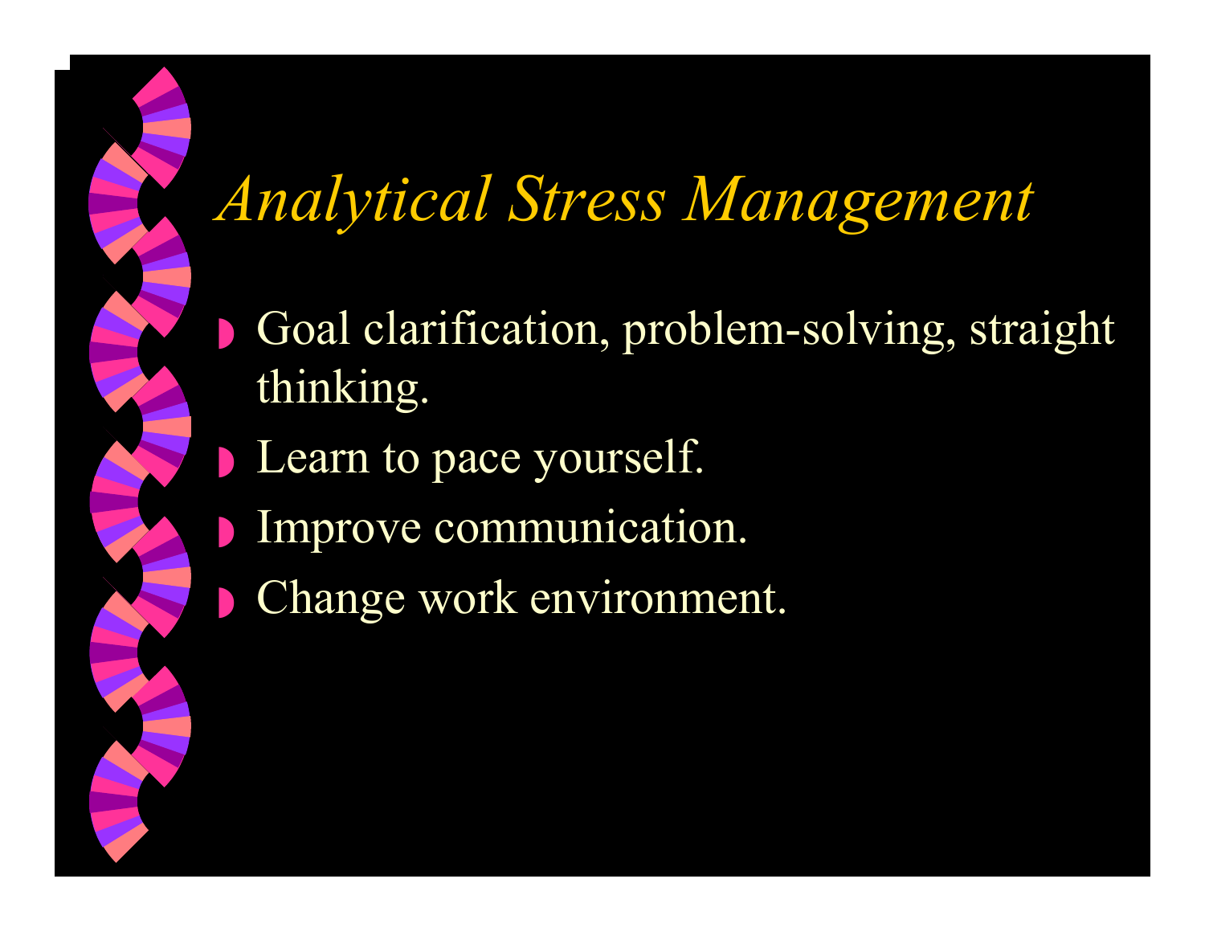# *Analytical Stress Management*

- Goal clarification, problem-solving, straight thinking.
- Learn to pace yourself.
- Improve communication.
- Change work environment.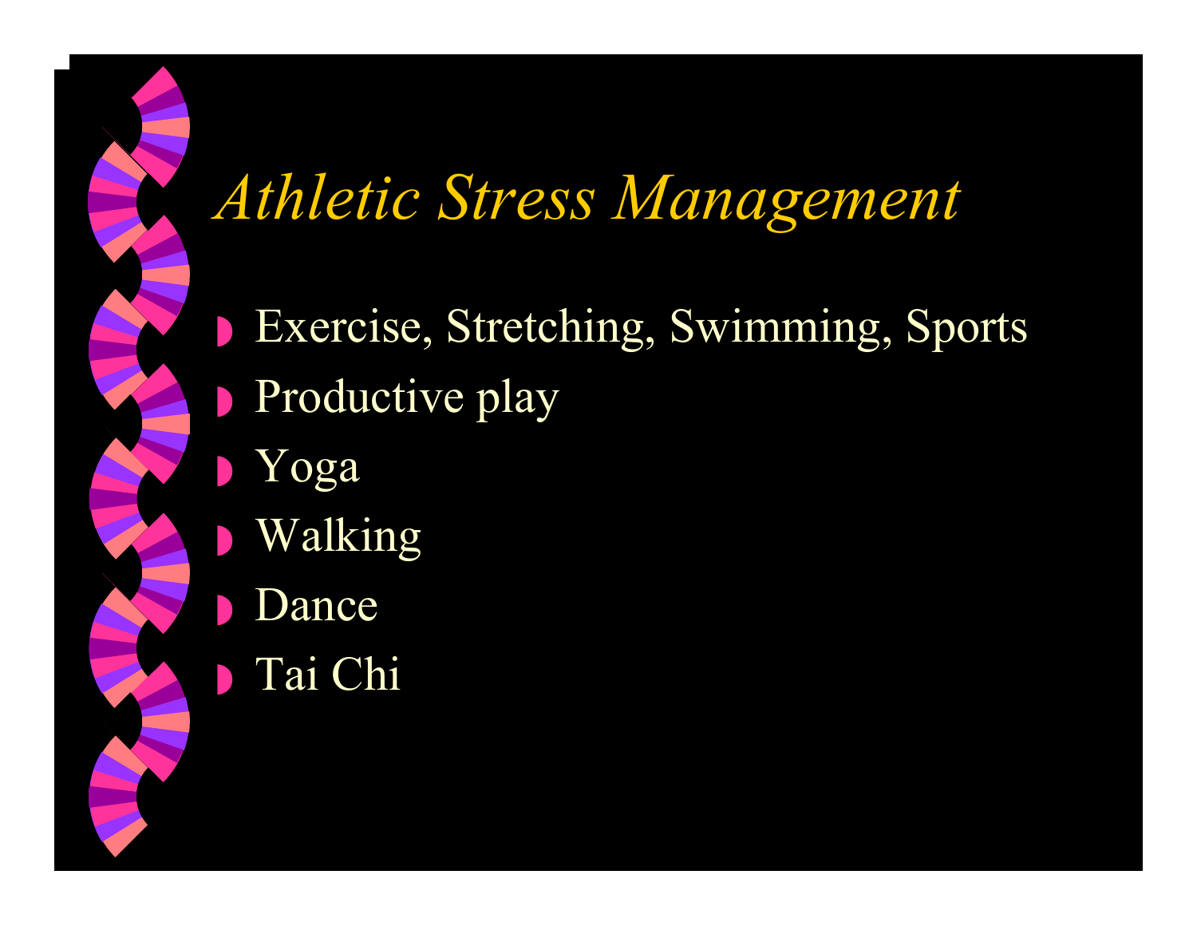# *Athletic Stress Management*

- Exercise, Stretching, Swimming, Sports
- Productive play
- Yoga
- Walking
- Dance
- Tai Chi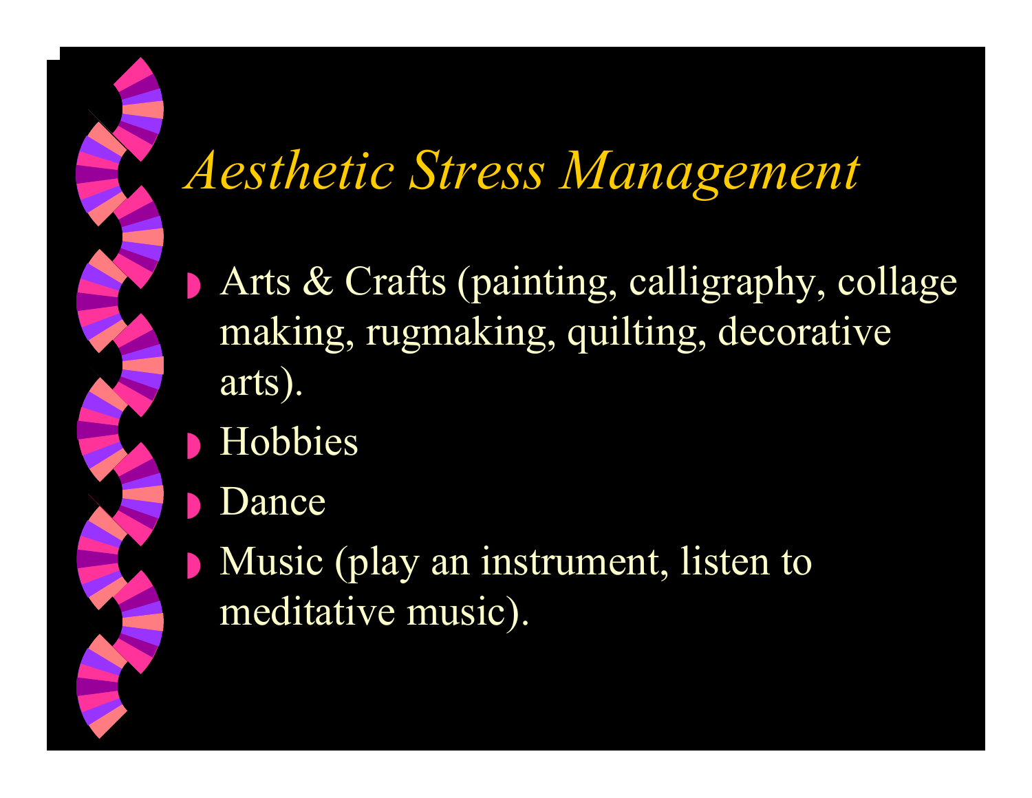# *Aesthetic Stress Management*

- Arts & Crafts (painting, calligraphy, collage making, rugmaking, quilting, decorative arts).
- Hobbies
- Dance
- Music (play an instrument, listen to meditative music).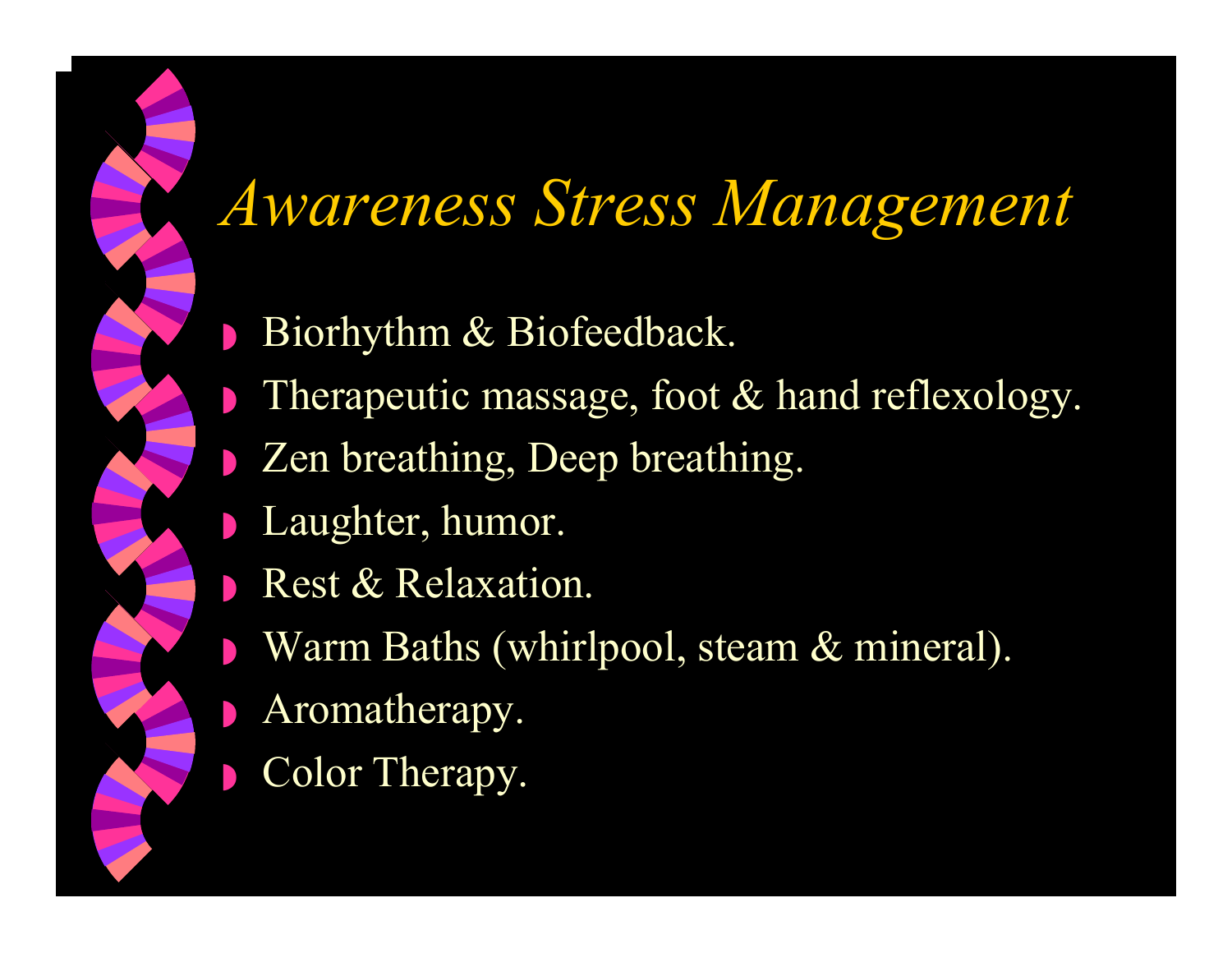# *Awareness Stress Management*

- Biorhythm & Biofeedback.
- Therapeutic massage, foot & hand reflexology.
- Zen breathing, Deep breathing.
- Laughter, humor.
- Rest & Relaxation.
- Warm Baths (whirlpool, steam & mineral).
- Aromatherapy.
- Color Therapy.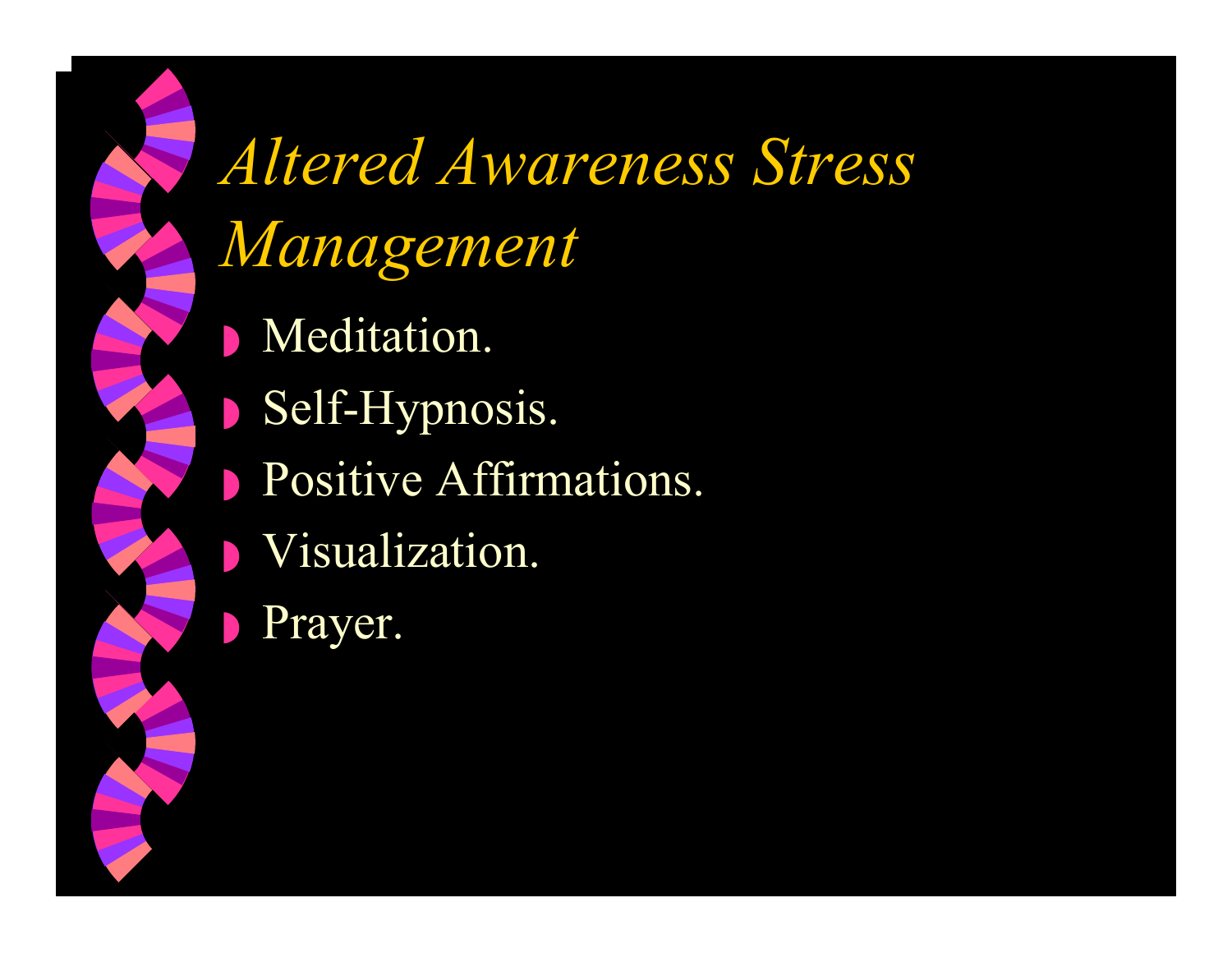# *Altered Awareness Stress Management*

- Meditation.
- Self-Hypnosis.
- Positive Affirmations.
- Visualization.
- Prayer.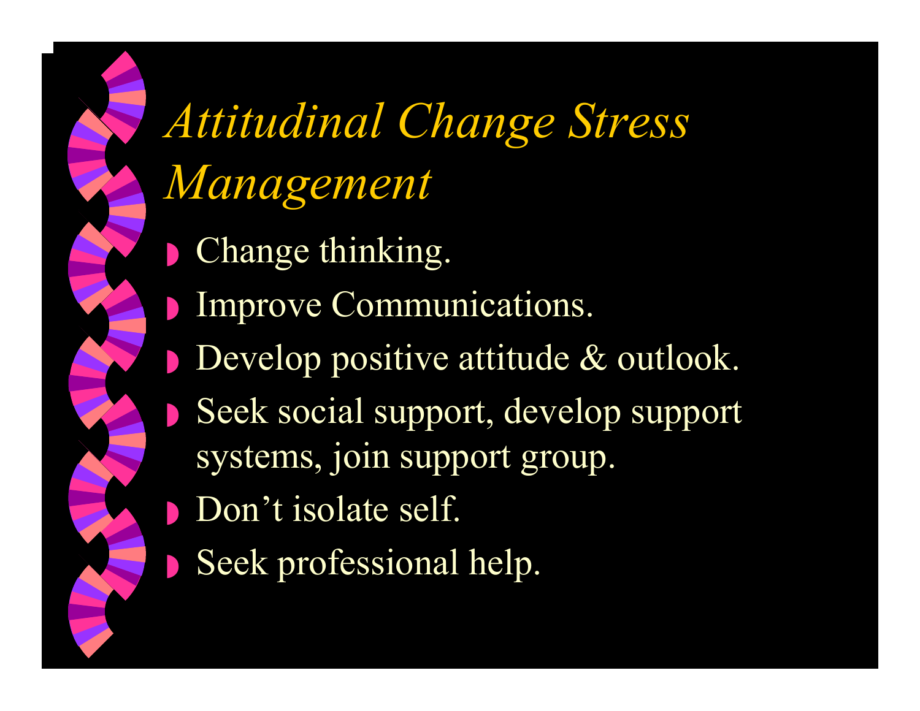# *Attitudinal Change Stress Management*

- Change thinking.
- Improve Communications.
- Develop positive attitude & outlook.
- Seek social support, develop support systems, join support group.
- Don't isolate self.
- Seek professional help.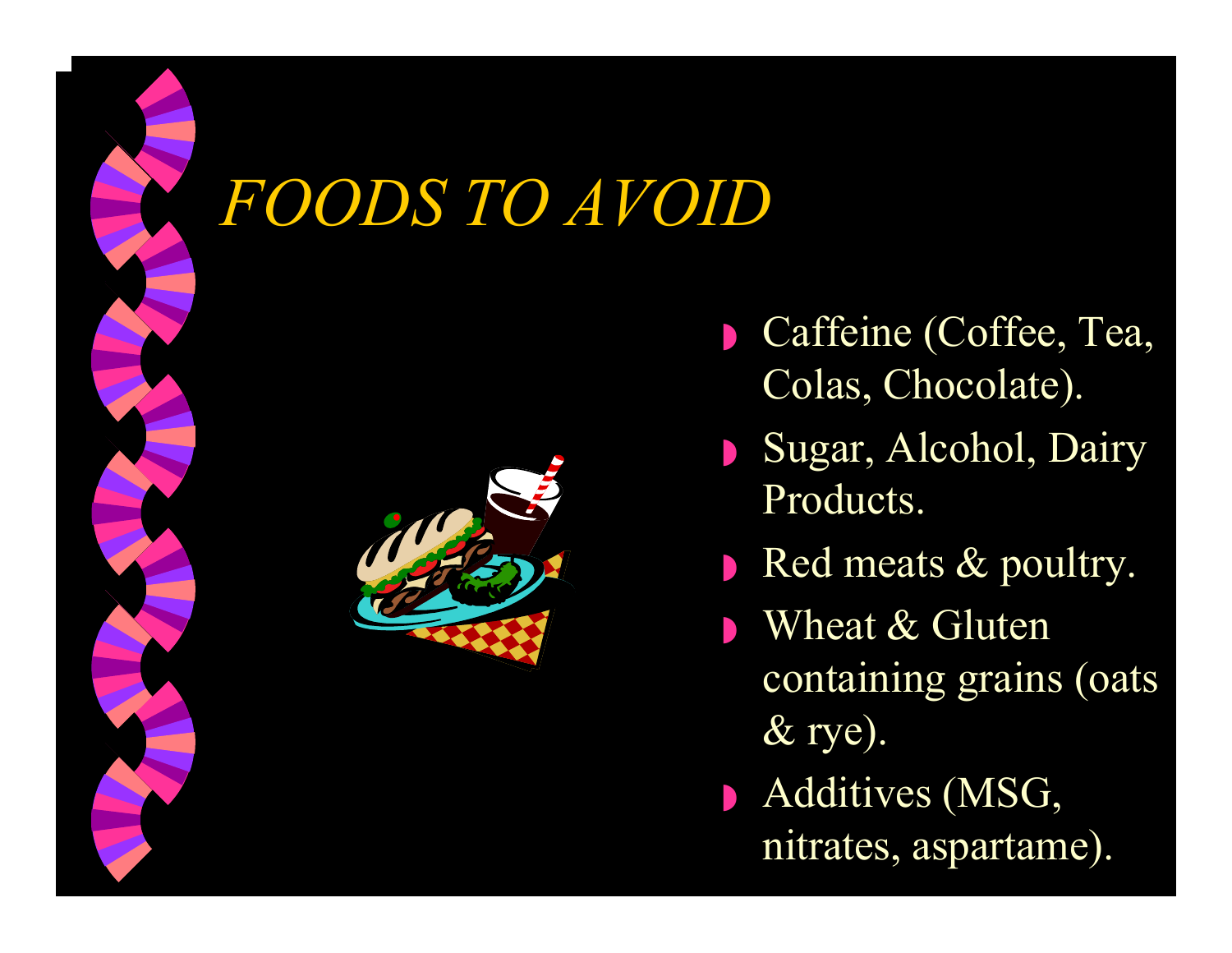# *FOODS TO AVOID*

- Caffeine (Coffee, Tea, Colas, Chocolate).
- Sugar, Alcohol, Dairy Products.
- Red meats & poultry.
- Wheat & Gluten containing grains (oats & rye).
- Additives (MSG, nitrates, aspartame).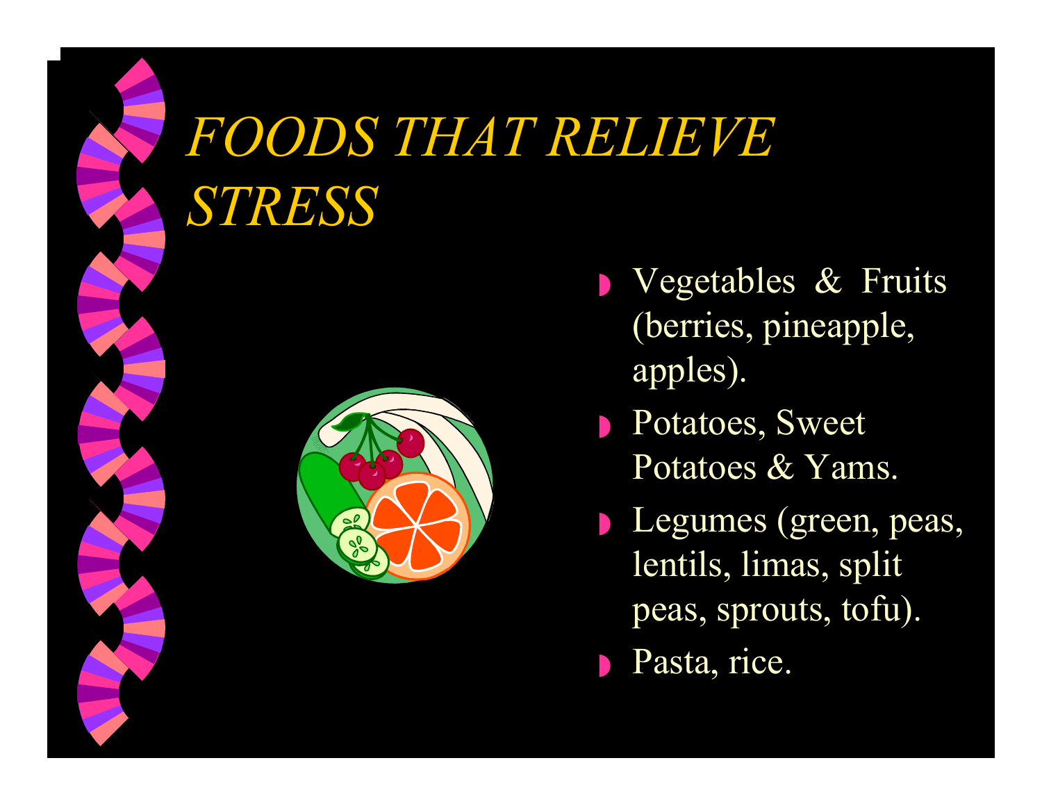# *FOODS THAT RELIEVE STRESS*

- Vegetables & Fruits (berries, pineapple, apples).
- Potatoes, Sweet Potatoes & Yams.
- Legumes (green, peas, lentils, limas, split peas, sprouts, tofu).
- Pasta, rice.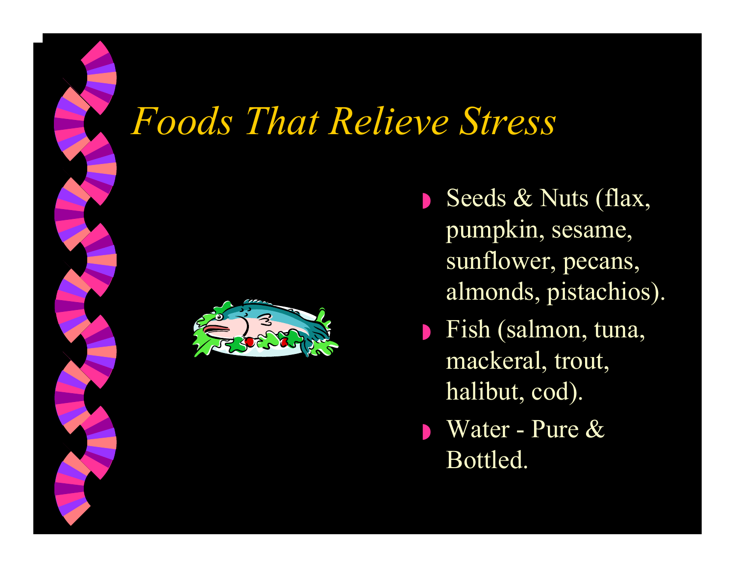# *Foods That Relieve Stress*

- Seeds & Nuts (flax, pumpkin, sesame, sunflower, pecans, almonds, pistachios).
- Fish (salmon, tuna, mackeral, trout, halibut, cod).
- Water - Pure & Bottled.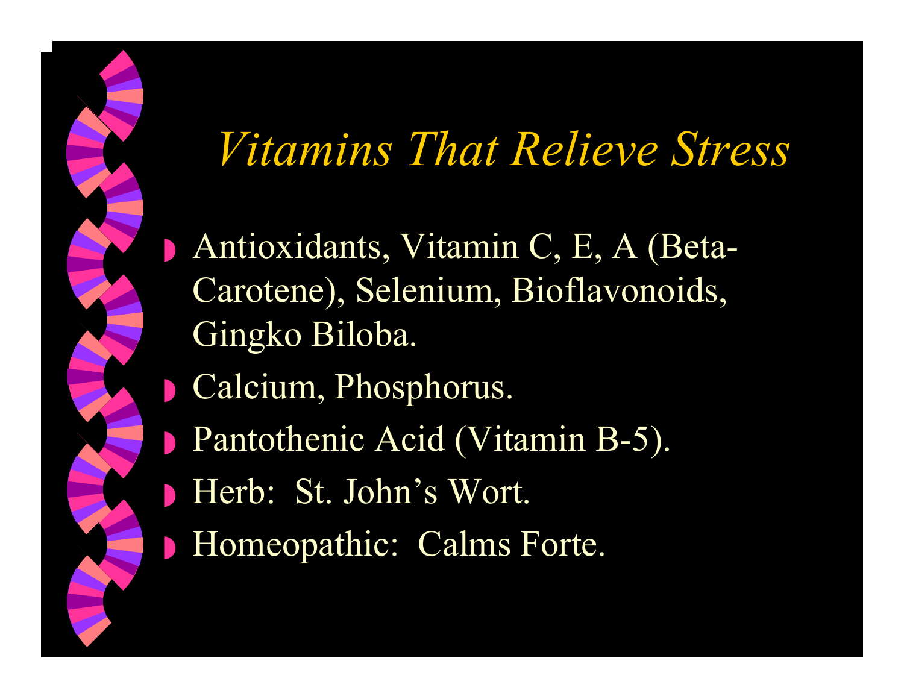# *Vitamins That Relieve Stress*

- Antioxidants, Vitamin C, E, A (Beta-Carotene), Selenium, Bioflavonoids, Gingko Biloba.
- Calcium, Phosphorus.
- Pantothenic Acid (Vitamin B-5).
- Herb: St. John's Wort.
- Homeopathic: Calms Forte.